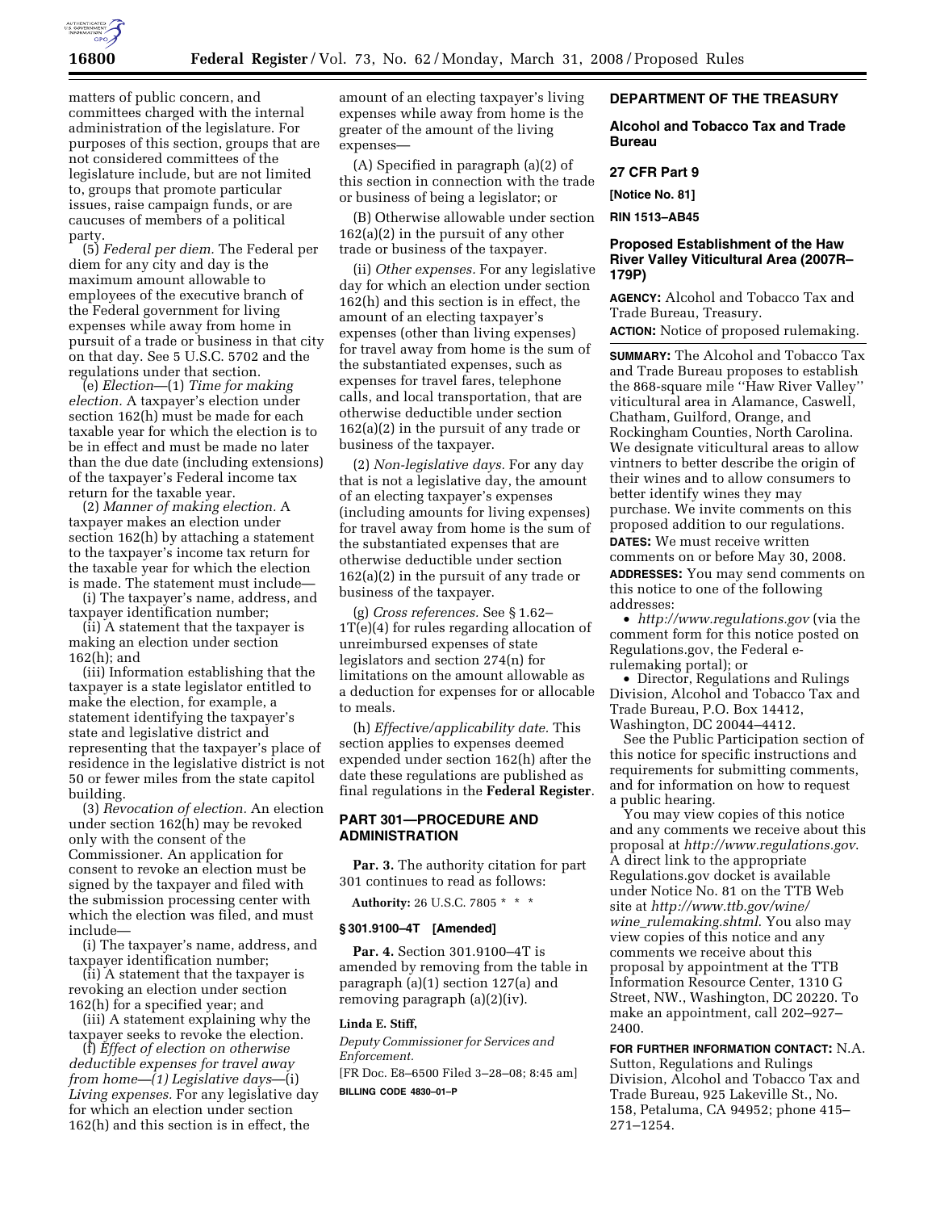matters of public concern, and committees charged with the internal administration of the legislature. For purposes of this section, groups that are not considered committees of the legislature include, but are not limited to, groups that promote particular issues, raise campaign funds, or are caucuses of members of a political party.

(5) *Federal per diem.* The Federal per diem for any city and day is the maximum amount allowable to employees of the executive branch of the Federal government for living expenses while away from home in pursuit of a trade or business in that city on that day. See 5 U.S.C. 5702 and the regulations under that section.

(e) *Election*—(1) *Time for making election.* A taxpayer's election under section 162(h) must be made for each taxable year for which the election is to be in effect and must be made no later than the due date (including extensions) of the taxpayer's Federal income tax return for the taxable year.

(2) *Manner of making election.* A taxpayer makes an election under section 162(h) by attaching a statement to the taxpayer's income tax return for the taxable year for which the election is made. The statement must include—

(i) The taxpayer's name, address, and taxpayer identification number;

(ii) A statement that the taxpayer is making an election under section 162(h); and

(iii) Information establishing that the taxpayer is a state legislator entitled to make the election, for example, a statement identifying the taxpayer's state and legislative district and representing that the taxpayer's place of residence in the legislative district is not 50 or fewer miles from the state capitol building.

(3) *Revocation of election.* An election under section 162(h) may be revoked only with the consent of the Commissioner. An application for consent to revoke an election must be signed by the taxpayer and filed with the submission processing center with which the election was filed, and must include—

(i) The taxpayer's name, address, and taxpayer identification number;

(ii) A statement that the taxpayer is revoking an election under section 162(h) for a specified year; and

(iii) A statement explaining why the taxpayer seeks to revoke the election.

(f) *Effect of election on otherwise deductible expenses for travel away from home*—(1) *Legislative days*—(i) *Living expenses.* For any legislative day for which an election under section 162(h) and this section is in effect, the amount of an electing taxpayer's living expenses while away from home is the greater of the amount of the living expenses—

(A) Specified in paragraph (a)(2) of this section in connection with the trade or business of being a legislator; or

(B) Otherwise allowable under section 162(a)(2) in the pursuit of any other trade or business of the taxpayer.

(ii) *Other expenses.* For any legislative day for which an election under section 162(h) and this section is in effect, the amount of an electing taxpayer's expenses (other than living expenses) for travel away from home is the sum of the substantiated expenses, such as expenses for travel fares, telephone calls, and local transportation, that are otherwise deductible under section 162(a)(2) in the pursuit of any trade or business of the taxpayer.

(2) *Non-legislative days.* For any day that is not a legislative day, the amount of an electing taxpayer's expenses (including amounts for living expenses) for travel away from home is the sum of the substantiated expenses that are otherwise deductible under section 162(a)(2) in the pursuit of any trade or business of the taxpayer.

(g) *Cross references.* See § 1.62–1T(e)(4) for rules regarding allocation of unreimbursed expenses of state legislators and section 274(n) for limitations on the amount allowable as a deduction for expenses for or allocable to meals.

(h) *Effective/applicability date.* This section applies to expenses deemed expended under section 162(h) after the date these regulations are published as final regulations in the **Federal Register**.

## PART 301—PROCEDURE AND ADMINISTRATION

**Par. 3.** The authority citation for part 301 continues to read as follows:

**Authority:** 26 U.S.C. 7805 * * *

### § 301.9100–4T [Amended]

**Par. 4.** Section 301.9100–4T is amended by removing from the table in paragraph (a)(1) section 127(a) and removing paragraph (a)(2)(iv).

**Linda E. Stiff,**

*Deputy Commissioner for Services and Enforcement.*

[FR Doc. E8–6500 Filed 3–28–08; 8:45 am]

**BILLING CODE 4830–01–P**

## DEPARTMENT OF THE TREASURY

## Alcohol and Tobacco Tax and Trade Bureau

### 27 CFR Part 9

**[Notice No. 81]**

**RIN 1513–AB45**

## Proposed Establishment of the Haw River Valley Viticultural Area (2007R–179P)

**AGENCY:** Alcohol and Tobacco Tax and Trade Bureau, Treasury.

**ACTION:** Notice of proposed rulemaking.

**SUMMARY:** The Alcohol and Tobacco Tax and Trade Bureau proposes to establish the 868-square mile ''Haw River Valley'' viticultural area in Alamance, Caswell, Chatham, Guilford, Orange, and Rockingham Counties, North Carolina. We designate viticultural areas to allow vintners to better describe the origin of their wines and to allow consumers to better identify wines they may purchase. We invite comments on this proposed addition to our regulations.

**DATES:** We must receive written comments on or before May 30, 2008.

**ADDRESSES:** You may send comments on this notice to one of the following addresses:

- *http://www.regulations.gov* (via the comment form for this notice posted on Regulations.gov, the Federal e-rulemaking portal); or
- Director, Regulations and Rulings Division, Alcohol and Tobacco Tax and Trade Bureau, P.O. Box 14412, Washington, DC 20044–4412.

See the Public Participation section of this notice for specific instructions and requirements for submitting comments, and for information on how to request a public hearing.

You may view copies of this notice and any comments we receive about this proposal at *http://www.regulations.gov*. A direct link to the appropriate Regulations.gov docket is available under Notice No. 81 on the TTB Web site at *http://www.ttb.gov/wine/wine_rulemaking.shtml*. You also may view copies of this notice and any comments we receive about this proposal by appointment at the TTB Information Resource Center, 1310 G Street, NW., Washington, DC 20220. To make an appointment, call 202–927–2400.

**FOR FURTHER INFORMATION CONTACT:** N.A. Sutton, Regulations and Rulings Division, Alcohol and Tobacco Tax and Trade Bureau, 925 Lakeville St., No. 158, Petaluma, CA 94952; phone 415–271–1254.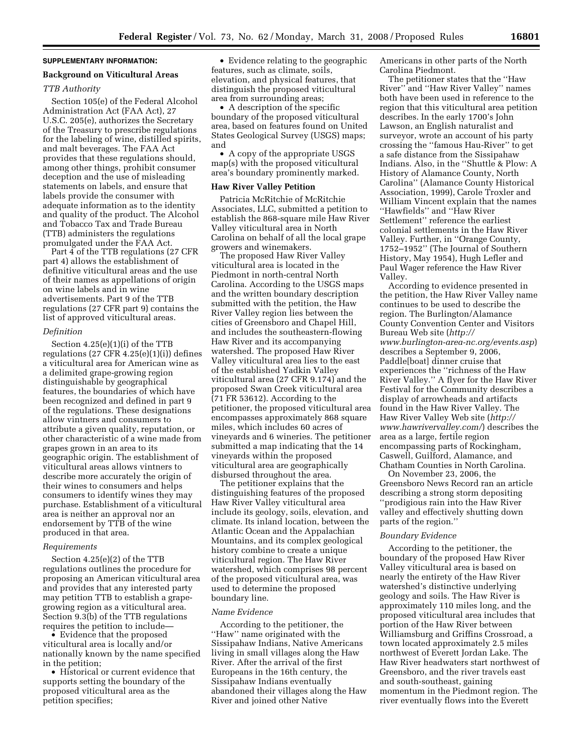## SUPPLEMENTARY INFORMATION:

### Background on Viticultural Areas

*TTB Authority*

Section 105(e) of the Federal Alcohol Administration Act (FAA Act), 27 U.S.C. 205(e), authorizes the Secretary of the Treasury to prescribe regulations for the labeling of wine, distilled spirits, and malt beverages. The FAA Act provides that these regulations should, among other things, prohibit consumer deception and the use of misleading statements on labels, and ensure that labels provide the consumer with adequate information as to the identity and quality of the product. The Alcohol and Tobacco Tax and Trade Bureau (TTB) administers the regulations promulgated under the FAA Act.

Part 4 of the TTB regulations (27 CFR part 4) allows the establishment of definitive viticultural areas and the use of their names as appellations of origin on wine labels and in wine advertisements. Part 9 of the TTB regulations (27 CFR part 9) contains the list of approved viticultural areas.

*Definition*

Section 4.25(e)(1)(i) of the TTB regulations (27 CFR 4.25(e)(1)(i)) defines a viticultural area for American wine as a delimited grape-growing region distinguishable by geographical features, the boundaries of which have been recognized and defined in part 9 of the regulations. These designations allow vintners and consumers to attribute a given quality, reputation, or other characteristic of a wine made from grapes grown in an area to its geographic origin. The establishment of viticultural areas allows vintners to describe more accurately the origin of their wines to consumers and helps consumers to identify wines they may purchase. Establishment of a viticultural area is neither an approval nor an endorsement by TTB of the wine produced in that area.

*Requirements*

Section 4.25(e)(2) of the TTB regulations outlines the procedure for proposing an American viticultural area and provides that any interested party may petition TTB to establish a grape-growing region as a viticultural area. Section 9.3(b) of the TTB regulations requires the petition to include—

- Evidence that the proposed viticultural area is locally and/or nationally known by the name specified in the petition;
- Historical or current evidence that supports setting the boundary of the proposed viticultural area as the petition specifies;
- Evidence relating to the geographic features, such as climate, soils, elevation, and physical features, that distinguish the proposed viticultural area from surrounding areas;
- A description of the specific boundary of the proposed viticultural area, based on features found on United States Geological Survey (USGS) maps; and
- A copy of the appropriate USGS map(s) with the proposed viticultural area's boundary prominently marked.

### Haw River Valley Petition

Patricia McRitchie of McRitchie Associates, LLC, submitted a petition to establish the 868-square mile Haw River Valley viticultural area in North Carolina on behalf of all the local grape growers and winemakers.

The proposed Haw River Valley viticultural area is located in the Piedmont in north-central North Carolina. According to the USGS maps and the written boundary description submitted with the petition, the Haw River Valley region lies between the cities of Greensboro and Chapel Hill, and includes the southeastern-flowing Haw River and its accompanying watershed. The proposed Haw River Valley viticultural area lies to the east of the established Yadkin Valley viticultural area (27 CFR 9.174) and the proposed Swan Creek viticultural area (71 FR 53612). According to the petitioner, the proposed viticultural area encompasses approximately 868 square miles, which includes 60 acres of vineyards and 6 wineries. The petitioner submitted a map indicating that the 14 vineyards within the proposed viticultural area are geographically disbursed throughout the area.

The petitioner explains that the distinguishing features of the proposed Haw River Valley viticultural area include its geology, soils, elevation, and climate. Its inland location, between the Atlantic Ocean and the Appalachian Mountains, and its complex geological history combine to create a unique viticultural region. The Haw River watershed, which comprises 98 percent of the proposed viticultural area, was used to determine the proposed boundary line.

*Name Evidence*

According to the petitioner, the ''Haw'' name originated with the Sissipahaw Indians, Native Americans living in small villages along the Haw River. After the arrival of the first Europeans in the 16th century, the Sissipahaw Indians eventually abandoned their villages along the Haw River and joined other Native Americans in other parts of the North Carolina Piedmont.

The petitioner states that the ''Haw River'' and ''Haw River Valley'' names both have been used in reference to the region that this viticultural area petition describes. In the early 1700's John Lawson, an English naturalist and surveyor, wrote an account of his party crossing the ''famous Hau-River'' to get a safe distance from the Sissipahaw Indians. Also, in the ''Shuttle & Plow: A History of Alamance County, North Carolina'' (Alamance County Historical Association, 1999), Carole Troxler and William Vincent explain that the names ''Hawfields'' and ''Haw River Settlement'' reference the earliest colonial settlements in the Haw River Valley. Further, in ''Orange County, 1752–1952'' (The Journal of Southern History, May 1954), Hugh Lefler and Paul Wager reference the Haw River Valley.

According to evidence presented in the petition, the Haw River Valley name continues to be used to describe the region. The Burlington/Alamance County Convention Center and Visitors Bureau Web site (*http://www.burlington-area-nc.org/events.asp*) describes a September 9, 2006, Paddle[boat] dinner cruise that experiences the ''richness of the Haw River Valley.'' A flyer for the Haw River Festival for the Community describes a display of arrowheads and artifacts found in the Haw River Valley. The Haw River Valley Web site (*http://www.hawrivervalley.com/*) describes the area as a large, fertile region encompassing parts of Rockingham, Caswell, Guilford, Alamance, and Chatham Counties in North Carolina.

On November 23, 2006, the Greensboro News Record ran an article describing a strong storm depositing ''prodigious rain into the Haw River valley and effectively shutting down parts of the region.''

*Boundary Evidence*

According to the petitioner, the boundary of the proposed Haw River Valley viticultural area is based on nearly the entirety of the Haw River watershed's distinctive underlying geology and soils. The Haw River is approximately 110 miles long, and the proposed viticultural area includes that portion of the Haw River between Williamsburg and Griffins Crossroad, a town located approximately 2.5 miles northwest of Everett Jordan Lake. The Haw River headwaters start northwest of Greensboro, and the river travels east and south-southeast, gaining momentum in the Piedmont region. The river eventually flows into the Everett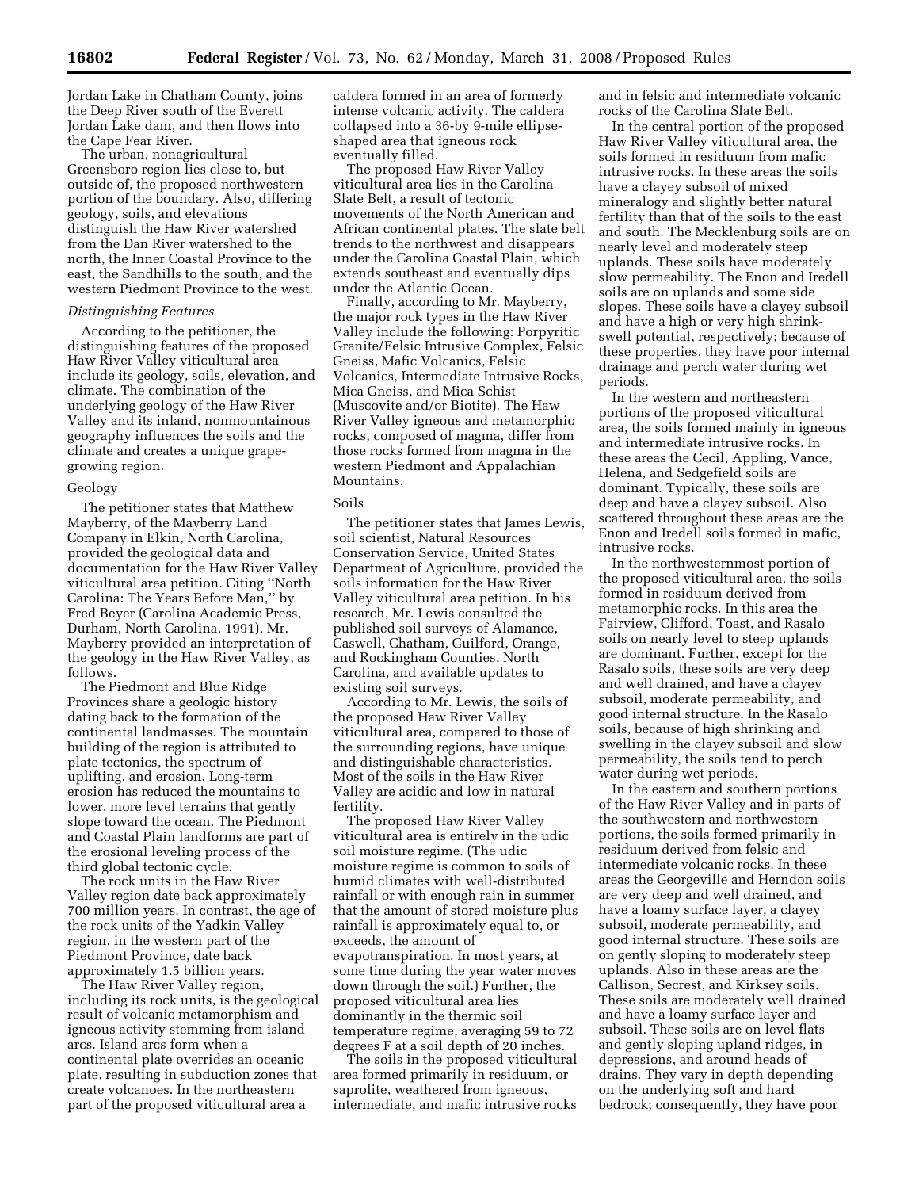Jordan Lake in Chatham County, joins the Deep River south of the Everett Jordan Lake dam, and then flows into the Cape Fear River.

The urban, nonagricultural Greensboro region lies close to, but outside of, the proposed northwestern portion of the boundary. Also, differing geology, soils, and elevations distinguish the Haw River watershed from the Dan River watershed to the north, the Inner Coastal Province to the east, the Sandhills to the south, and the western Piedmont Province to the west.

### *Distinguishing Features*

According to the petitioner, the distinguishing features of the proposed Haw River Valley viticultural area include its geology, soils, elevation, and climate. The combination of the underlying geology of the Haw River Valley and its inland, nonmountainous geography influences the soils and the climate and creates a unique grape-growing region.

#### Geology

The petitioner states that Matthew Mayberry, of the Mayberry Land Company in Elkin, North Carolina, provided the geological data and documentation for the Haw River Valley viticultural area petition. Citing ''North Carolina: The Years Before Man,'' by Fred Beyer (Carolina Academic Press, Durham, North Carolina, 1991), Mr. Mayberry provided an interpretation of the geology in the Haw River Valley, as follows.

The Piedmont and Blue Ridge Provinces share a geologic history dating back to the formation of the continental landmasses. The mountain building of the region is attributed to plate tectonics, the spectrum of uplifting, and erosion. Long-term erosion has reduced the mountains to lower, more level terrains that gently slope toward the ocean. The Piedmont and Coastal Plain landforms are part of the erosional leveling process of the third global tectonic cycle.

The rock units in the Haw River Valley region date back approximately 700 million years. In contrast, the age of the rock units of the Yadkin Valley region, in the western part of the Piedmont Province, date back approximately 1.5 billion years.

The Haw River Valley region, including its rock units, is the geological result of volcanic metamorphism and igneous activity stemming from island arcs. Island arcs form when a continental plate overrides an oceanic plate, resulting in subduction zones that create volcanoes. In the northeastern part of the proposed viticultural area a caldera formed in an area of formerly intense volcanic activity. The caldera collapsed into a 36-by 9-mile ellipse-shaped area that igneous rock eventually filled.

The proposed Haw River Valley viticultural area lies in the Carolina Slate Belt, a result of tectonic movements of the North American and African continental plates. The slate belt trends to the northwest and disappears under the Carolina Coastal Plain, which extends southeast and eventually dips under the Atlantic Ocean.

Finally, according to Mr. Mayberry, the major rock types in the Haw River Valley include the following: Porpyritic Granite/Felsic Intrusive Complex, Felsic Gneiss, Mafic Volcanics, Felsic Volcanics, Intermediate Intrusive Rocks, Mica Gneiss, and Mica Schist (Muscovite and/or Biotite). The Haw River Valley igneous and metamorphic rocks, composed of magma, differ from those rocks formed from magma in the western Piedmont and Appalachian Mountains.

#### Soils

The petitioner states that James Lewis, soil scientist, Natural Resources Conservation Service, United States Department of Agriculture, provided the soils information for the Haw River Valley viticultural area petition. In his research, Mr. Lewis consulted the published soil surveys of Alamance, Caswell, Chatham, Guilford, Orange, and Rockingham Counties, North Carolina, and available updates to existing soil surveys.

According to Mr. Lewis, the soils of the proposed Haw River Valley viticultural area, compared to those of the surrounding regions, have unique and distinguishable characteristics. Most of the soils in the Haw River Valley are acidic and low in natural fertility.

The proposed Haw River Valley viticultural area is entirely in the udic soil moisture regime. (The udic moisture regime is common to soils of humid climates with well-distributed rainfall or with enough rain in summer that the amount of stored moisture plus rainfall is approximately equal to, or exceeds, the amount of evapotranspiration. In most years, at some time during the year water moves down through the soil.) Further, the proposed viticultural area lies dominantly in the thermic soil temperature regime, averaging 59 to 72 degrees F at a soil depth of 20 inches.

The soils in the proposed viticultural area formed primarily in residuum, or saprolite, weathered from igneous, intermediate, and mafic intrusive rocks and in felsic and intermediate volcanic rocks of the Carolina Slate Belt.

In the central portion of the proposed Haw River Valley viticultural area, the soils formed in residuum from mafic intrusive rocks. In these areas the soils have a clayey subsoil of mixed mineralogy and slightly better natural fertility than that of the soils to the east and south. The Mecklenburg soils are on nearly level and moderately steep uplands. These soils have moderately slow permeability. The Enon and Iredell soils are on uplands and some side slopes. These soils have a clayey subsoil and have a high or very high shrink-swell potential, respectively; because of these properties, they have poor internal drainage and perch water during wet periods.

In the western and northeastern portions of the proposed viticultural area, the soils formed mainly in igneous and intermediate intrusive rocks. In these areas the Cecil, Appling, Vance, Helena, and Sedgefield soils are dominant. Typically, these soils are deep and have a clayey subsoil. Also scattered throughout these areas are the Enon and Iredell soils formed in mafic, intrusive rocks.

In the northwesternmost portion of the proposed viticultural area, the soils formed in residuum derived from metamorphic rocks. In this area the Fairview, Clifford, Toast, and Rasalo soils on nearly level to steep uplands are dominant. Further, except for the Rasalo soils, these soils are very deep and well drained, and have a clayey subsoil, moderate permeability, and good internal structure. In the Rasalo soils, because of high shrinking and swelling in the clayey subsoil and slow permeability, the soils tend to perch water during wet periods.

In the eastern and southern portions of the Haw River Valley and in parts of the southwestern and northwestern portions, the soils formed primarily in residuum derived from felsic and intermediate volcanic rocks. In these areas the Georgeville and Herndon soils are very deep and well drained, and have a loamy surface layer, a clayey subsoil, moderate permeability, and good internal structure. These soils are on gently sloping to moderately steep uplands. Also in these areas are the Callison, Secrest, and Kirksey soils. These soils are moderately well drained and have a loamy surface layer and subsoil. These soils are on level flats and gently sloping upland ridges, in depressions, and around heads of drains. They vary in depth depending on the underlying soft and hard bedrock; consequently, they have poor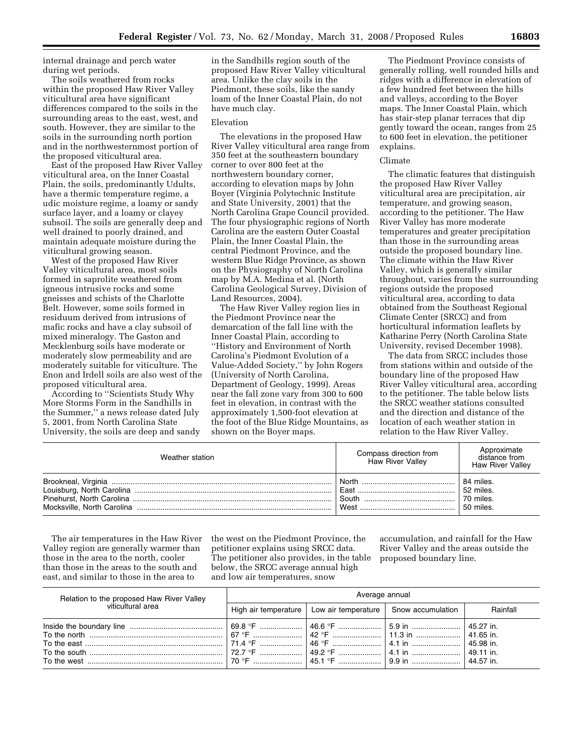internal drainage and perch water during wet periods.

The soils weathered from rocks within the proposed Haw River Valley viticultural area have significant differences compared to the soils in the surrounding areas to the east, west, and south. However, they are similar to the soils in the surrounding north portion and in the northwesternmost portion of the proposed viticultural area.

East of the proposed Haw River Valley viticultural area, on the Inner Coastal Plain, the soils, predominantly Udults, have a thermic temperature regime, a udic moisture regime, a loamy or sandy surface layer, and a loamy or clayey subsoil. The soils are generally deep and well drained to poorly drained, and maintain adequate moisture during the viticultural growing season.

West of the proposed Haw River Valley viticultural area, most soils formed in saprolite weathered from igneous intrusive rocks and some gneisses and schists of the Charlotte Belt. However, some soils formed in residuum derived from intrusions of mafic rocks and have a clay subsoil of mixed mineralogy. The Gaston and Mecklenburg soils have moderate or moderately slow permeability and are moderately suitable for viticulture. The Enon and Irdell soils are also west of the proposed viticultural area.

According to ''Scientists Study Why More Storms Form in the Sandhills in the Summer,'' a news release dated July 5, 2001, from North Carolina State University, the soils are deep and sandy in the Sandhills region south of the proposed Haw River Valley viticultural area. Unlike the clay soils in the Piedmont, these soils, like the sandy loam of the Inner Coastal Plain, do not have much clay.

Elevation

The elevations in the proposed Haw River Valley viticultural area range from 350 feet at the southeastern boundary corner to over 800 feet at the northwestern boundary corner, according to elevation maps by John Boyer (Virginia Polytechnic Institute and State University, 2001) that the North Carolina Grape Council provided. The four physiographic regions of North Carolina are the eastern Outer Coastal Plain, the Inner Coastal Plain, the central Piedmont Province, and the western Blue Ridge Province, as shown on the Physiography of North Carolina map by M.A. Medina et al. (North Carolina Geological Survey, Division of Land Resources, 2004).

The Haw River Valley region lies in the Piedmont Province near the demarcation of the fall line with the Inner Coastal Plain, according to ''History and Environment of North Carolina's Piedmont Evolution of a Value-Added Society,'' by John Rogers (University of North Carolina, Department of Geology, 1999). Areas near the fall zone vary from 300 to 600 feet in elevation, in contrast with the approximately 1,500-foot elevation at the foot of the Blue Ridge Mountains, as shown on the Boyer maps.

The Piedmont Province consists of generally rolling, well rounded hills and ridges with a difference in elevation of a few hundred feet between the hills and valleys, according to the Boyer maps. The Inner Coastal Plain, which has stair-step planar terraces that dip gently toward the ocean, ranges from 25 to 600 feet in elevation, the petitioner explains.

Climate

The climatic features that distinguish the proposed Haw River Valley viticultural area are precipitation, air temperature, and growing season, according to the petitioner. The Haw River Valley has more moderate temperatures and greater precipitation than those in the surrounding areas outside the proposed boundary line. The climate within the Haw River Valley, which is generally similar throughout, varies from the surrounding regions outside the proposed viticultural area, according to data obtained from the Southeast Regional Climate Center (SRCC) and from horticultural information leaflets by Katharine Perry (North Carolina State University, revised December 1998).

The data from SRCC includes those from stations within and outside of the boundary line of the proposed Haw River Valley viticultural area, according to the petitioner. The table below lists the SRCC weather stations consulted and the direction and distance of the location of each weather station in relation to the Haw River Valley.

| Weather station | Compass direction from Haw River Valley | Approximate distance from Haw River Valley |
|---|---|---|
| Brookneal, Virginia | North | 84 miles. |
| Louisburg, North Carolina | East | 52 miles. |
| Pinehurst, North Carolina | South | 70 miles. |
| Mocksville, North Carolina | West | 50 miles. |

The air temperatures in the Haw River Valley region are generally warmer than those in the area to the north, cooler than those in the areas to the south and east, and similar to those in the area to the west on the Piedmont Province, the petitioner explains using SRCC data. The petitioner also provides, in the table below, the SRCC average annual high and low air temperatures, snow accumulation, and rainfall for the Haw River Valley and the areas outside the proposed boundary line.

| Relation to the proposed Haw River Valley viticultural area | Average annual | | | |
|---|---|---|---|---|
| | High air temperature | Low air temperature | Snow accumulation | Rainfall |
| Inside the boundary line | 69.8 °F | 46.6 °F | 5.9 in | 45.27 in. |
| To the north | 67 °F | 42 °F | 11.3 in | 41.65 in. |
| To the east | 71.4 °F | 46 °F | 4.1 in | 45.98 in. |
| To the south | 72.7 °F | 49.2 °F | 4.1 in | 49.11 in. |
| To the west | 70 °F | 45.1 °F | 9.9 in | 44.57 in. |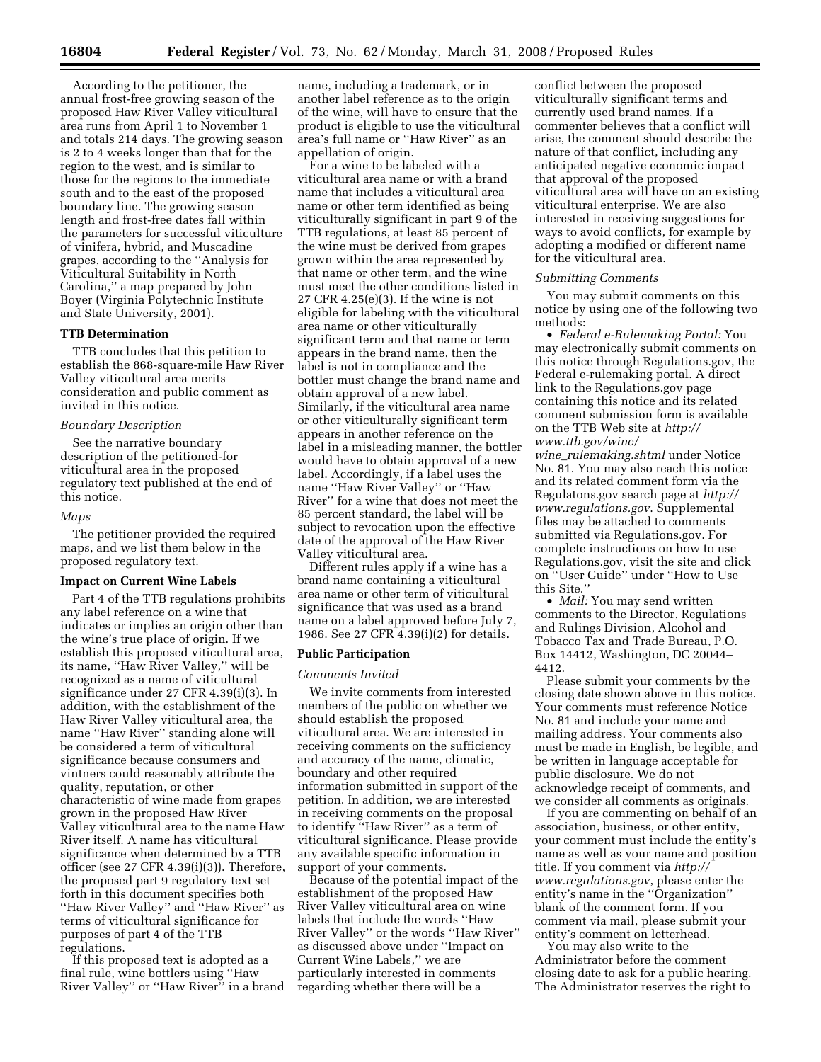According to the petitioner, the annual frost-free growing season of the proposed Haw River Valley viticultural area runs from April 1 to November 1 and totals 214 days. The growing season is 2 to 4 weeks longer than that for the region to the west, and is similar to those for the regions to the immediate south and to the east of the proposed boundary line. The growing season length and frost-free dates fall within the parameters for successful viticulture of vinifera, hybrid, and Muscadine grapes, according to the ''Analysis for Viticultural Suitability in North Carolina,'' a map prepared by John Boyer (Virginia Polytechnic Institute and State University, 2001).

### TTB Determination

TTB concludes that this petition to establish the 868-square-mile Haw River Valley viticultural area merits consideration and public comment as invited in this notice.

#### *Boundary Description*

See the narrative boundary description of the petitioned-for viticultural area in the proposed regulatory text published at the end of this notice.

#### *Maps*

The petitioner provided the required maps, and we list them below in the proposed regulatory text.

### Impact on Current Wine Labels

Part 4 of the TTB regulations prohibits any label reference on a wine that indicates or implies an origin other than the wine's true place of origin. If we establish this proposed viticultural area, its name, ''Haw River Valley,'' will be recognized as a name of viticultural significance under 27 CFR 4.39(i)(3). In addition, with the establishment of the Haw River Valley viticultural area, the name ''Haw River'' standing alone will be considered a term of viticultural significance because consumers and vintners could reasonably attribute the quality, reputation, or other characteristic of wine made from grapes grown in the proposed Haw River Valley viticultural area to the name Haw River itself. A name has viticultural significance when determined by a TTB officer (see 27 CFR 4.39(i)(3)). Therefore, the proposed part 9 regulatory text set forth in this document specifies both ''Haw River Valley'' and ''Haw River'' as terms of viticultural significance for purposes of part 4 of the TTB regulations.

If this proposed text is adopted as a final rule, wine bottlers using ''Haw River Valley'' or ''Haw River'' in a brand name, including a trademark, or in another label reference as to the origin of the wine, will have to ensure that the product is eligible to use the viticultural area's full name or ''Haw River'' as an appellation of origin.

For a wine to be labeled with a viticultural area name or with a brand name that includes a viticultural area name or other term identified as being viticulturally significant in part 9 of the TTB regulations, at least 85 percent of the wine must be derived from grapes grown within the area represented by that name or other term, and the wine must meet the other conditions listed in 27 CFR 4.25(e)(3). If the wine is not eligible for labeling with the viticultural area name or other viticulturally significant term and that name or term appears in the brand name, then the label is not in compliance and the bottler must change the brand name and obtain approval of a new label. Similarly, if the viticultural area name or other viticulturally significant term appears in another reference on the label in a misleading manner, the bottler would have to obtain approval of a new label. Accordingly, if a label uses the name ''Haw River Valley'' or ''Haw River'' for a wine that does not meet the 85 percent standard, the label will be subject to revocation upon the effective date of the approval of the Haw River Valley viticultural area.

Different rules apply if a wine has a brand name containing a viticultural area name or other term of viticultural significance that was used as a brand name on a label approved before July 7, 1986. See 27 CFR 4.39(i)(2) for details.

### Public Participation

#### *Comments Invited*

We invite comments from interested members of the public on whether we should establish the proposed viticultural area. We are interested in receiving comments on the sufficiency and accuracy of the name, climatic, boundary and other required information submitted in support of the petition. In addition, we are interested in receiving comments on the proposal to identify ''Haw River'' as a term of viticultural significance. Please provide any available specific information in support of your comments.

Because of the potential impact of the establishment of the proposed Haw River Valley viticultural area on wine labels that include the words ''Haw River Valley'' or the words ''Haw River'' as discussed above under ''Impact on Current Wine Labels,'' we are particularly interested in comments regarding whether there will be a conflict between the proposed viticulturally significant terms and currently used brand names. If a commenter believes that a conflict will arise, the comment should describe the nature of that conflict, including any anticipated negative economic impact that approval of the proposed viticultural area will have on an existing viticultural enterprise. We are also interested in receiving suggestions for ways to avoid conflicts, for example by adopting a modified or different name for the viticultural area.

#### *Submitting Comments*

You may submit comments on this notice by using one of the following two methods:

- *Federal e-Rulemaking Portal:* You may electronically submit comments on this notice through Regulations.gov, the Federal e-rulemaking portal. A direct link to the Regulations.gov page containing this notice and its related comment submission form is available on the TTB Web site at *http://www.ttb.gov/wine/wine_rulemaking.shtml* under Notice No. 81. You may also reach this notice and its related comment form via the Regulatons.gov search page at *http://www.regulations.gov*. Supplemental files may be attached to comments submitted via Regulations.gov. For complete instructions on how to use Regulations.gov, visit the site and click on ''User Guide'' under ''How to Use this Site.''
- *Mail:* You may send written comments to the Director, Regulations and Rulings Division, Alcohol and Tobacco Tax and Trade Bureau, P.O. Box 14412, Washington, DC 20044–4412.

Please submit your comments by the closing date shown above in this notice. Your comments must reference Notice No. 81 and include your name and mailing address. Your comments also must be made in English, be legible, and be written in language acceptable for public disclosure. We do not acknowledge receipt of comments, and we consider all comments as originals.

If you are commenting on behalf of an association, business, or other entity, your comment must include the entity's name as well as your name and position title. If you comment via *http://www.regulations.gov*, please enter the entity's name in the ''Organization'' blank of the comment form. If you comment via mail, please submit your entity's comment on letterhead.

You may also write to the Administrator before the comment closing date to ask for a public hearing. The Administrator reserves the right to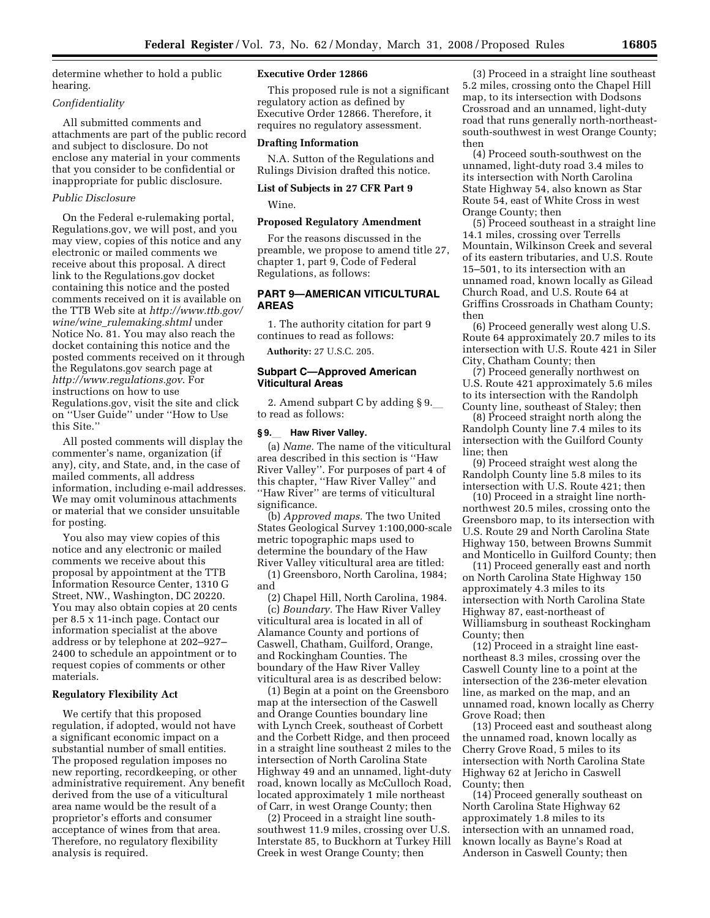determine whether to hold a public hearing.

*Confidentiality*

All submitted comments and attachments are part of the public record and subject to disclosure. Do not enclose any material in your comments that you consider to be confidential or inappropriate for public disclosure.

*Public Disclosure*

On the Federal e-rulemaking portal, Regulations.gov, we will post, and you may view, copies of this notice and any electronic or mailed comments we receive about this proposal. A direct link to the Regulations.gov docket containing this notice and the posted comments received on it is available on the TTB Web site at *http://www.ttb.gov/wine/wine_rulemaking.shtml* under Notice No. 81. You may also reach the docket containing this notice and the posted comments received on it through the Regulatons.gov search page at *http://www.regulations.gov*. For instructions on how to use Regulations.gov, visit the site and click on ''User Guide'' under ''How to Use this Site.''

All posted comments will display the commenter's name, organization (if any), city, and State, and, in the case of mailed comments, all address information, including e-mail addresses. We may omit voluminous attachments or material that we consider unsuitable for posting.

You also may view copies of this notice and any electronic or mailed comments we receive about this proposal by appointment at the TTB Information Resource Center, 1310 G Street, NW., Washington, DC 20220. You may also obtain copies at 20 cents per 8.5 x 11-inch page. Contact our information specialist at the above address or by telephone at 202–927–2400 to schedule an appointment or to request copies of comments or other materials.

**Regulatory Flexibility Act**

We certify that this proposed regulation, if adopted, would not have a significant economic impact on a substantial number of small entities. The proposed regulation imposes no new reporting, recordkeeping, or other administrative requirement. Any benefit derived from the use of a viticultural area name would be the result of a proprietor's efforts and consumer acceptance of wines from that area. Therefore, no regulatory flexibility analysis is required.

**Executive Order 12866**

This proposed rule is not a significant regulatory action as defined by Executive Order 12866. Therefore, it requires no regulatory assessment.

**Drafting Information**

N.A. Sutton of the Regulations and Rulings Division drafted this notice.

**List of Subjects in 27 CFR Part 9**

Wine.

**Proposed Regulatory Amendment**

For the reasons discussed in the preamble, we propose to amend title 27, chapter 1, part 9, Code of Federal Regulations, as follows:

## PART 9—AMERICAN VITICULTURAL AREAS

1. The authority citation for part 9 continues to read as follows:

**Authority:** 27 U.S.C. 205.

### Subpart C—Approved American Viticultural Areas

2. Amend subpart C by adding § 9.__ to read as follows:

**§ 9.__ Haw River Valley.**

(a) *Name.* The name of the viticultural area described in this section is ''Haw River Valley''. For purposes of part 4 of this chapter, ''Haw River Valley'' and ''Haw River'' are terms of viticultural significance.

(b) *Approved maps.* The two United States Geological Survey 1:100,000-scale metric topographic maps used to determine the boundary of the Haw River Valley viticultural area are titled:

(1) Greensboro, North Carolina, 1984; and

(2) Chapel Hill, North Carolina, 1984.

(c) *Boundary.* The Haw River Valley viticultural area is located in all of Alamance County and portions of Caswell, Chatham, Guilford, Orange, and Rockingham Counties. The boundary of the Haw River Valley viticultural area is as described below:

(1) Begin at a point on the Greensboro map at the intersection of the Caswell and Orange Counties boundary line with Lynch Creek, southeast of Corbett and the Corbett Ridge, and then proceed in a straight line southeast 2 miles to the intersection of North Carolina State Highway 49 and an unnamed, light-duty road, known locally as McCulloch Road, located approximately 1 mile northeast of Carr, in west Orange County; then

(2) Proceed in a straight line south-southwest 11.9 miles, crossing over U.S. Interstate 85, to Buckhorn at Turkey Hill Creek in west Orange County; then

(3) Proceed in a straight line southeast 5.2 miles, crossing onto the Chapel Hill map, to its intersection with Dodsons Crossroad and an unnamed, light-duty road that runs generally north-northeast-south-southwest in west Orange County; then

(4) Proceed south-southwest on the unnamed, light-duty road 3.4 miles to its intersection with North Carolina State Highway 54, also known as Star Route 54, east of White Cross in west Orange County; then

(5) Proceed southeast in a straight line 14.1 miles, crossing over Terrells Mountain, Wilkinson Creek and several of its eastern tributaries, and U.S. Route 15–501, to its intersection with an unnamed road, known locally as Gilead Church Road, and U.S. Route 64 at Griffins Crossroads in Chatham County; then

(6) Proceed generally west along U.S. Route 64 approximately 20.7 miles to its intersection with U.S. Route 421 in Siler City, Chatham County; then

(7) Proceed generally northwest on U.S. Route 421 approximately 5.6 miles to its intersection with the Randolph County line, southeast of Staley; then

(8) Proceed straight north along the Randolph County line 7.4 miles to its intersection with the Guilford County line; then

(9) Proceed straight west along the Randolph County line 5.8 miles to its intersection with U.S. Route 421; then

(10) Proceed in a straight line north-northwest 20.5 miles, crossing onto the Greensboro map, to its intersection with U.S. Route 29 and North Carolina State Highway 150, between Browns Summit and Monticello in Guilford County; then

(11) Proceed generally east and north on North Carolina State Highway 150 approximately 4.3 miles to its intersection with North Carolina State Highway 87, east-northeast of Williamsburg in southeast Rockingham County; then

(12) Proceed in a straight line east-northeast 8.3 miles, crossing over the Caswell County line to a point at the intersection of the 236-meter elevation line, as marked on the map, and an unnamed road, known locally as Cherry Grove Road; then

(13) Proceed east and southeast along the unnamed road, known locally as Cherry Grove Road, 5 miles to its intersection with North Carolina State Highway 62 at Jericho in Caswell County; then

(14) Proceed generally southeast on North Carolina State Highway 62 approximately 1.8 miles to its intersection with an unnamed road, known locally as Bayne's Road at Anderson in Caswell County; then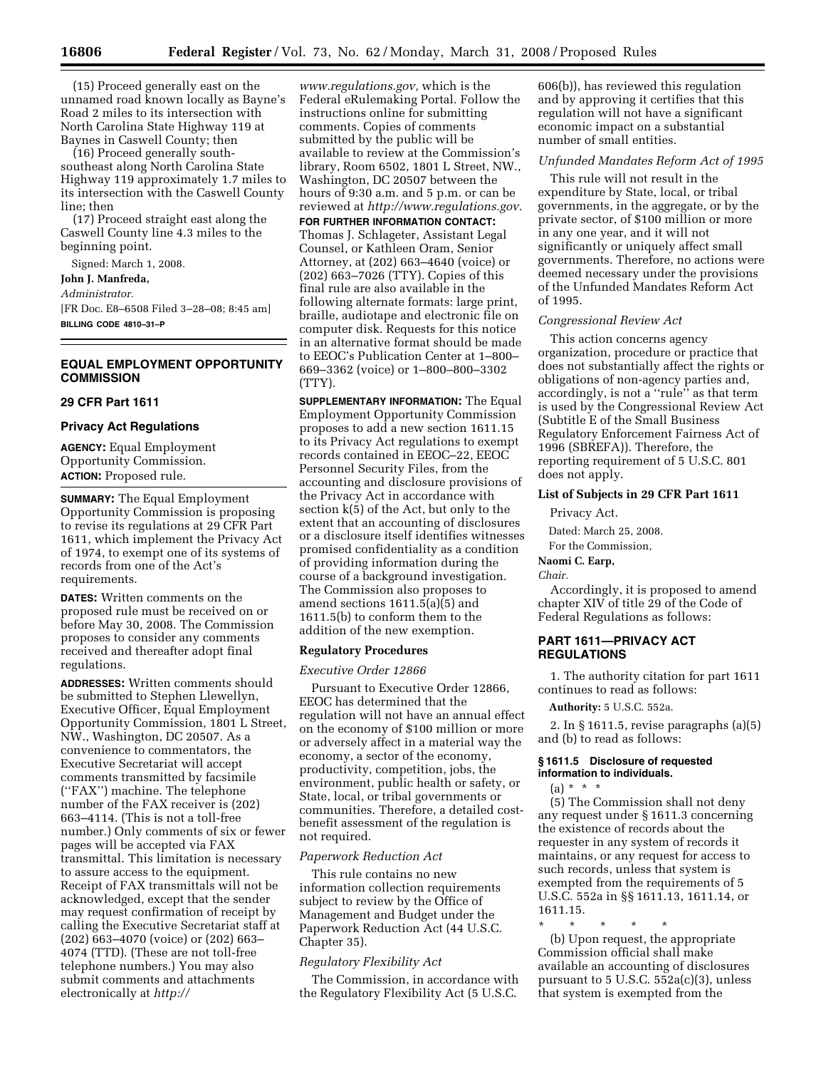(15) Proceed generally east on the unnamed road known locally as Bayne's Road 2 miles to its intersection with North Carolina State Highway 119 at Baynes in Caswell County; then

(16) Proceed generally south-southeast along North Carolina State Highway 119 approximately 1.7 miles to its intersection with the Caswell County line; then

(17) Proceed straight east along the Caswell County line 4.3 miles to the beginning point.

Signed: March 1, 2008.

**John J. Manfreda,**

*Administrator.*

[FR Doc. E8–6508 Filed 3–28–08; 8:45 am]

**BILLING CODE 4810–31–P**

---

## EQUAL EMPLOYMENT OPPORTUNITY COMMISSION

### 29 CFR Part 1611

### Privacy Act Regulations

**AGENCY:** Equal Employment Opportunity Commission.

**ACTION:** Proposed rule.

**SUMMARY:** The Equal Employment Opportunity Commission is proposing to revise its regulations at 29 CFR Part 1611, which implement the Privacy Act of 1974, to exempt one of its systems of records from one of the Act's requirements.

**DATES:** Written comments on the proposed rule must be received on or before May 30, 2008. The Commission proposes to consider any comments received and thereafter adopt final regulations.

**ADDRESSES:** Written comments should be submitted to Stephen Llewellyn, Executive Officer, Equal Employment Opportunity Commission, 1801 L Street, NW., Washington, DC 20507. As a convenience to commentators, the Executive Secretariat will accept comments transmitted by facsimile (''FAX'') machine. The telephone number of the FAX receiver is (202) 663–4114. (This is not a toll-free number.) Only comments of six or fewer pages will be accepted via FAX transmittal. This limitation is necessary to assure access to the equipment. Receipt of FAX transmittals will not be acknowledged, except that the sender may request confirmation of receipt by calling the Executive Secretariat staff at (202) 663–4070 (voice) or (202) 663–4074 (TTD). (These are not toll-free telephone numbers.) You may also submit comments and attachments electronically at *http://www.regulations.gov,* which is the Federal eRulemaking Portal. Follow the instructions online for submitting comments. Copies of comments submitted by the public will be available to review at the Commission's library, Room 6502, 1801 L Street, NW., Washington, DC 20507 between the hours of 9:30 a.m. and 5 p.m. or can be reviewed at *http://www.regulations.gov.*

**FOR FURTHER INFORMATION CONTACT:** Thomas J. Schlageter, Assistant Legal Counsel, or Kathleen Oram, Senior Attorney, at (202) 663–4640 (voice) or (202) 663–7026 (TTY). Copies of this final rule are also available in the following alternate formats: large print, braille, audiotape and electronic file on computer disk. Requests for this notice in an alternative format should be made to EEOC's Publication Center at 1–800–669–3362 (voice) or 1–800–800–3302 (TTY).

**SUPPLEMENTARY INFORMATION:** The Equal Employment Opportunity Commission proposes to add a new section 1611.15 to its Privacy Act regulations to exempt records contained in EEOC–22, EEOC Personnel Security Files, from the accounting and disclosure provisions of the Privacy Act in accordance with section k(5) of the Act, but only to the extent that an accounting of disclosures or a disclosure itself identifies witnesses promised confidentiality as a condition of providing information during the course of a background investigation. The Commission also proposes to amend sections 1611.5(a)(5) and 1611.5(b) to conform them to the addition of the new exemption.

#### Regulatory Procedures

*Executive Order 12866*

Pursuant to Executive Order 12866, EEOC has determined that the regulation will not have an annual effect on the economy of $100 million or more or adversely affect in a material way the economy, a sector of the economy, productivity, competition, jobs, the environment, public health or safety, or State, local, or tribal governments or communities. Therefore, a detailed cost-benefit assessment of the regulation is not required.

*Paperwork Reduction Act*

This rule contains no new information collection requirements subject to review by the Office of Management and Budget under the Paperwork Reduction Act (44 U.S.C. Chapter 35).

*Regulatory Flexibility Act*

The Commission, in accordance with the Regulatory Flexibility Act (5 U.S.C. 606(b)), has reviewed this regulation and by approving it certifies that this regulation will not have a significant economic impact on a substantial number of small entities.

*Unfunded Mandates Reform Act of 1995*

This rule will not result in the expenditure by State, local, or tribal governments, in the aggregate, or by the private sector, of $100 million or more in any one year, and it will not significantly or uniquely affect small governments. Therefore, no actions were deemed necessary under the provisions of the Unfunded Mandates Reform Act of 1995.

*Congressional Review Act*

This action concerns agency organization, procedure or practice that does not substantially affect the rights or obligations of non-agency parties and, accordingly, is not a ''rule'' as that term is used by the Congressional Review Act (Subtitle E of the Small Business Regulatory Enforcement Fairness Act of 1996 (SBREFA)). Therefore, the reporting requirement of 5 U.S.C. 801 does not apply.

#### List of Subjects in 29 CFR Part 1611

Privacy Act.

Dated: March 25, 2008.

For the Commission,

**Naomi C. Earp,**

*Chair.*

Accordingly, it is proposed to amend chapter XIV of title 29 of the Code of Federal Regulations as follows:

## PART 1611—PRIVACY ACT REGULATIONS

1. The authority citation for part 1611 continues to read as follows:

**Authority:** 5 U.S.C. 552a.

2. In § 1611.5, revise paragraphs (a)(5) and (b) to read as follows:

**§ 1611.5 Disclosure of requested information to individuals.**

(a) * * *

(5) The Commission shall not deny any request under § 1611.3 concerning the existence of records about the requester in any system of records it maintains, or any request for access to such records, unless that system is exempted from the requirements of 5 U.S.C. 552a in §§ 1611.13, 1611.14, or 1611.15.

\* \* \* \* \*

(b) Upon request, the appropriate Commission official shall make available an accounting of disclosures pursuant to 5 U.S.C. 552a(c)(3), unless that system is exempted from the